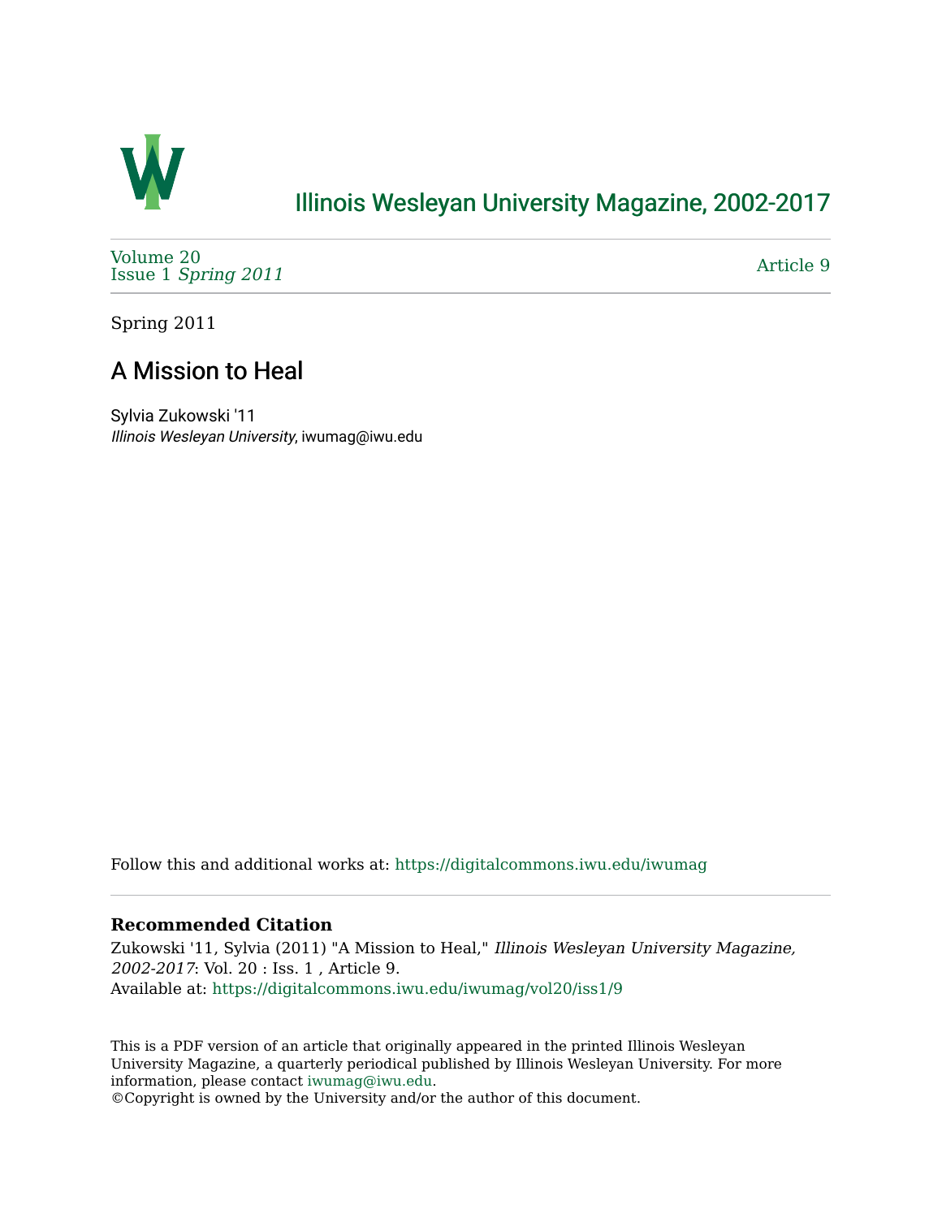# Illinois Wesleyan University Magazine, 2002-2017

Volume 20
Issue 1 *Spring 2011*

Article 9

Spring 2011

## A Mission to Heal

Sylvia Zukowski '11
*Illinois Wesleyan University*, iwumag@iwu.edu

Follow this and additional works at: https://digitalcommons.iwu.edu/iwumag

### Recommended Citation

Zukowski '11, Sylvia (2011) "A Mission to Heal," *Illinois Wesleyan University Magazine, 2002-2017*: Vol. 20 : Iss. 1 , Article 9.
Available at: https://digitalcommons.iwu.edu/iwumag/vol20/iss1/9

This is a PDF version of an article that originally appeared in the printed Illinois Wesleyan University Magazine, a quarterly periodical published by Illinois Wesleyan University. For more information, please contact iwumag@iwu.edu.
©Copyright is owned by the University and/or the author of this document.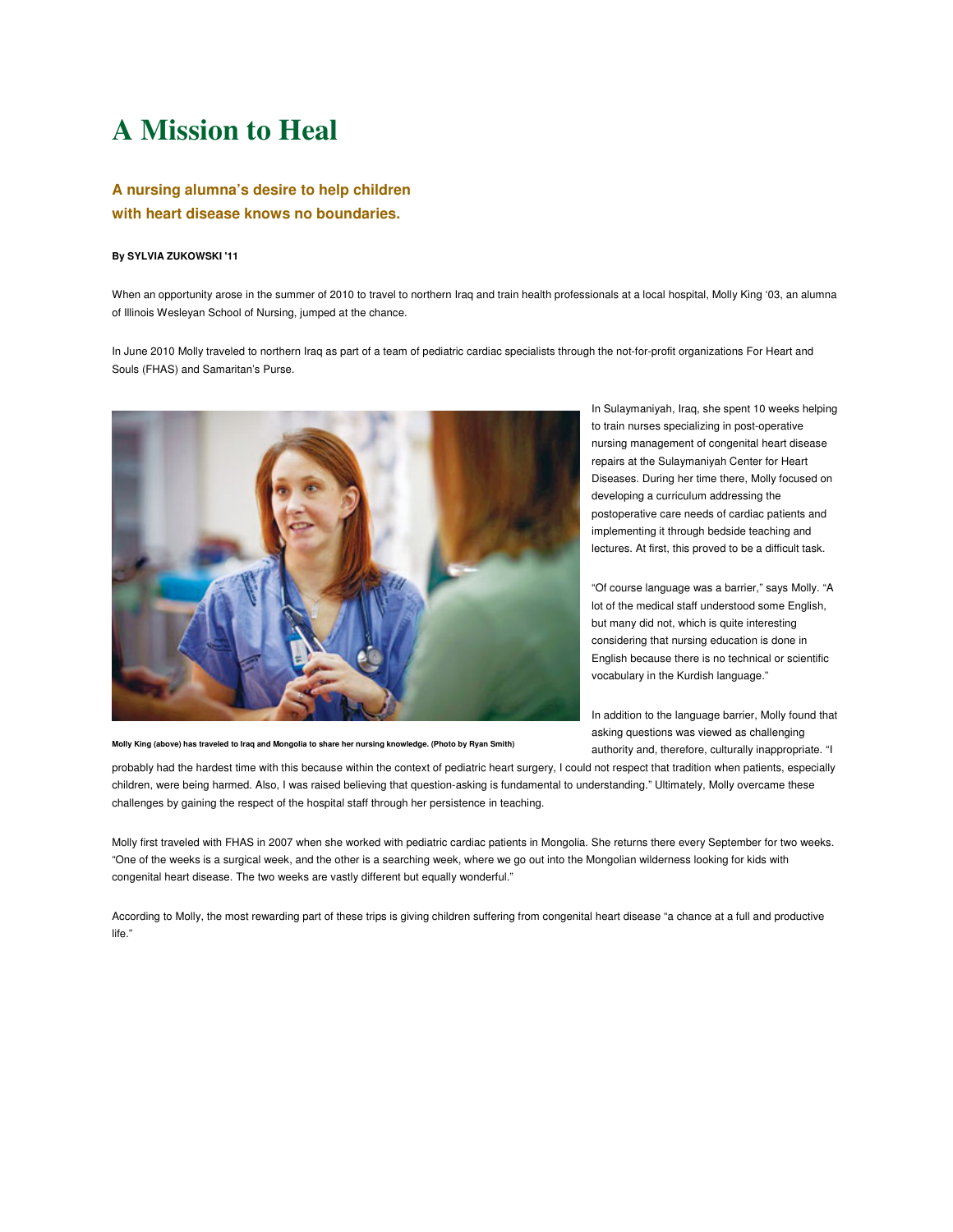# A Mission to Heal

### A nursing alumna's desire to help children with heart disease knows no boundaries.

**By SYLVIA ZUKOWSKI '11**

When an opportunity arose in the summer of 2010 to travel to northern Iraq and train health professionals at a local hospital, Molly King '03, an alumna of Illinois Wesleyan School of Nursing, jumped at the chance.

In June 2010 Molly traveled to northern Iraq as part of a team of pediatric cardiac specialists through the not-for-profit organizations For Heart and Souls (FHAS) and Samaritan's Purse.

Molly King (above) has traveled to Iraq and Mongolia to share her nursing knowledge. (Photo by Ryan Smith)

In Sulaymaniyah, Iraq, she spent 10 weeks helping to train nurses specializing in post-operative nursing management of congenital heart disease repairs at the Sulaymaniyah Center for Heart Diseases. During her time there, Molly focused on developing a curriculum addressing the postoperative care needs of cardiac patients and implementing it through bedside teaching and lectures. At first, this proved to be a difficult task.

"Of course language was a barrier," says Molly. "A lot of the medical staff understood some English, but many did not, which is quite interesting considering that nursing education is done in English because there is no technical or scientific vocabulary in the Kurdish language."

In addition to the language barrier, Molly found that asking questions was viewed as challenging authority and, therefore, culturally inappropriate. "I probably had the hardest time with this because within the context of pediatric heart surgery, I could not respect that tradition when patients, especially children, were being harmed. Also, I was raised believing that question-asking is fundamental to understanding." Ultimately, Molly overcame these challenges by gaining the respect of the hospital staff through her persistence in teaching.

Molly first traveled with FHAS in 2007 when she worked with pediatric cardiac patients in Mongolia. She returns there every September for two weeks. "One of the weeks is a surgical week, and the other is a searching week, where we go out into the Mongolian wilderness looking for kids with congenital heart disease. The two weeks are vastly different but equally wonderful."

According to Molly, the most rewarding part of these trips is giving children suffering from congenital heart disease "a chance at a full and productive life."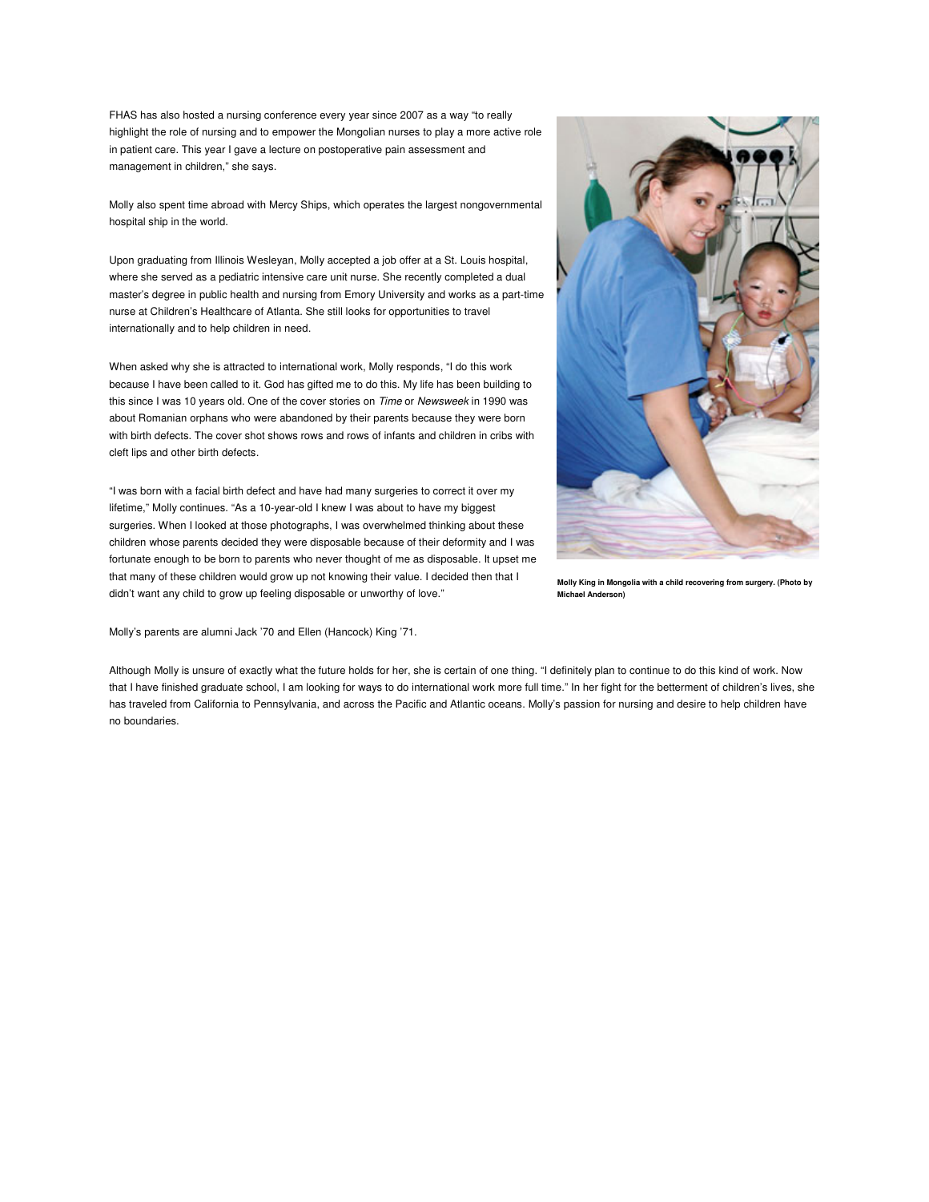FHAS has also hosted a nursing conference every year since 2007 as a way "to really highlight the role of nursing and to empower the Mongolian nurses to play a more active role in patient care. This year I gave a lecture on postoperative pain assessment and management in children," she says.

Molly also spent time abroad with Mercy Ships, which operates the largest nongovernmental hospital ship in the world.

Upon graduating from Illinois Wesleyan, Molly accepted a job offer at a St. Louis hospital, where she served as a pediatric intensive care unit nurse. She recently completed a dual master's degree in public health and nursing from Emory University and works as a part-time nurse at Children's Healthcare of Atlanta. She still looks for opportunities to travel internationally and to help children in need.

When asked why she is attracted to international work, Molly responds, "I do this work because I have been called to it. God has gifted me to do this. My life has been building to this since I was 10 years old. One of the cover stories on *Time* or *Newsweek* in 1990 was about Romanian orphans who were abandoned by their parents because they were born with birth defects. The cover shot shows rows and rows of infants and children in cribs with cleft lips and other birth defects.

"I was born with a facial birth defect and have had many surgeries to correct it over my lifetime," Molly continues. "As a 10-year-old I knew I was about to have my biggest surgeries. When I looked at those photographs, I was overwhelmed thinking about these children whose parents decided they were disposable because of their deformity and I was fortunate enough to be born to parents who never thought of me as disposable. It upset me that many of these children would grow up not knowing their value. I decided then that I didn't want any child to grow up feeling disposable or unworthy of love."

**Molly King in Mongolia with a child recovering from surgery. (Photo by Michael Anderson)**

Molly's parents are alumni Jack '70 and Ellen (Hancock) King '71.

Although Molly is unsure of exactly what the future holds for her, she is certain of one thing. "I definitely plan to continue to do this kind of work. Now that I have finished graduate school, I am looking for ways to do international work more full time." In her fight for the betterment of children's lives, she has traveled from California to Pennsylvania, and across the Pacific and Atlantic oceans. Molly's passion for nursing and desire to help children have no boundaries.